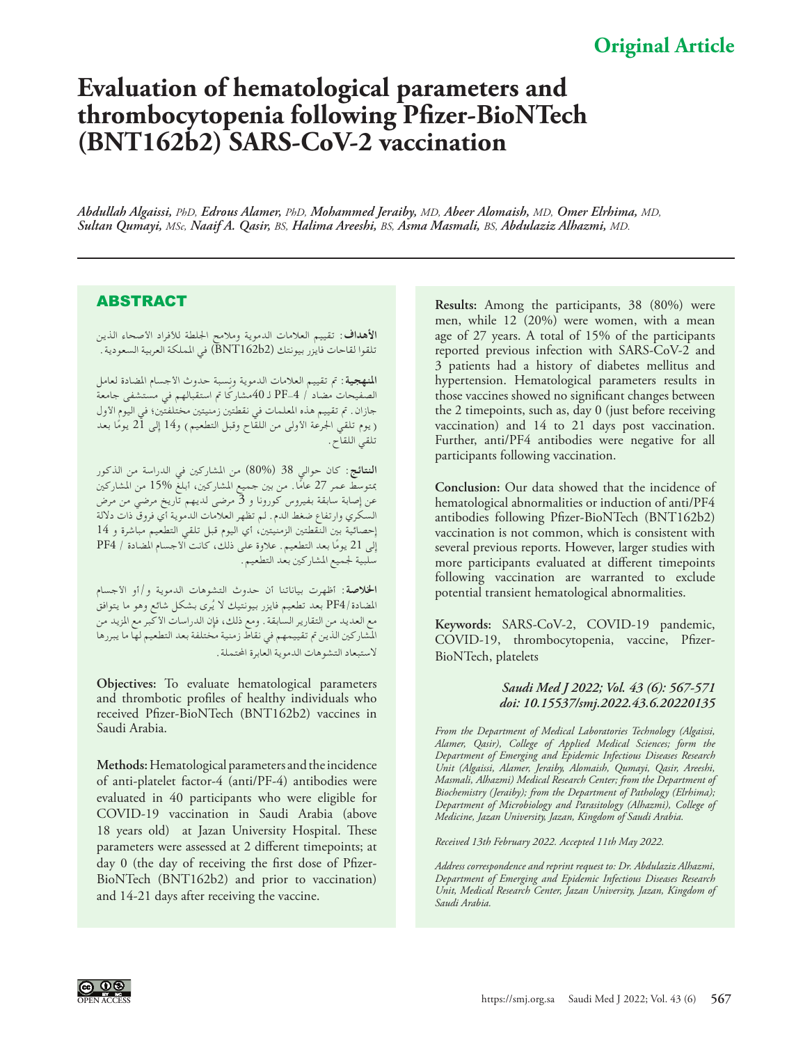**Original Article**

# Evaluation of hematological parameters and thrombocytopenia following Pfizer-BioNTech (BNT162b2) SARS-CoV-2 vaccination

*Abdullah Algaissi, PhD, Edrous Alamer, PhD, Mohammed Jeraiby, MD, Abeer Alomaish, MD, Omer Elrhima, MD, Sultan Qumayi, MSc, Naaif A. Qasir, BS, Halima Areeshi, BS, Asma Masmali, BS, Abdulaziz Alhazmi, MD.*

## ABSTRACT

**الأهداف**: تقييم العلامات الدموية وملامح الجلطة للأفراد الأصحاء الذين تلقوا لقاحات فايزر بيونتك (BNT162b2) في المملكة العربية السعودية.

**المنهجية**: تم تقييم العلامات الدموية ونسبة حدوث الأجسام المضادة لعامل الصفيحات مضاد / PF-4 لـ 40مشاركًا تم استقبالهم في مستشفى جامعة جازان. تم تقييم هذه المعلمات في نقطتين زمنيتين مختلفتين؛ في اليوم الأول (يوم تلقي الجرعة الأولى من اللقاح وقبل التطعيم) و14 إلى 21 يومًا بعد تلقي اللقاح.

**النتائج**: كان حوالي 38 (80%) من المشاركين في الدراسة من الذكور بمتوسط عمر 27 عامًا. من بين جميع المشاركين، أبلغ 15% من المشاركين عن إصابة سابقة بفيروس كورونا و 3 مرضى لديهم تاريخ مرضي من مرض السكري وارتفاع ضغط الدم. لم تظهر العلامات الدموية أي فروق ذات دلالة إحصائية بين النقطتين الزمنيتين، أي اليوم قبل تلقي التطعيم مباشرة و 14 إلى 21 يومًا بعد التطعيم. علاوة على ذلك، كانت الأجسام المضادة / PF4 سلبية لجميع المشاركين بعد التطعيم.

**الخلاصة**: أظهرت بياناتنا أن حدوث التشوهات الدموية و/أو الأجسام المضادة/PF4 بعد تطعيم فايزر بيونتيك لا يُرى بشكل شائع وهو ما يتوافق مع العديد من التقارير السابقة. ومع ذلك، فإن الدراسات الأكبر مع المزيد من المشاركين الذين تم تقييمهم في نقاط زمنية مختلفة بعد التطعيم لها ما يبررها لاستبعاد التشوهات الدموية العابرة المحتملة.

**Objectives:** To evaluate hematological parameters and thrombotic profiles of healthy individuals who received Pfizer-BioNTech (BNT162b2) vaccines in Saudi Arabia.

**Methods:** Hematological parameters and the incidence of anti-platelet factor-4 (anti/PF-4) antibodies were evaluated in 40 participants who were eligible for COVID-19 vaccination in Saudi Arabia (above 18 years old) at Jazan University Hospital. These parameters were assessed at 2 different timepoints; at day 0 (the day of receiving the first dose of Pfizer-BioNTech (BNT162b2) and prior to vaccination) and 14-21 days after receiving the vaccine.

**Results:** Among the participants, 38 (80%) were men, while 12 (20%) were women, with a mean age of 27 years. A total of 15% of the participants reported previous infection with SARS-CoV-2 and 3 patients had a history of diabetes mellitus and hypertension. Hematological parameters results in those vaccines showed no significant changes between the 2 timepoints, such as, day 0 (just before receiving vaccination) and 14 to 21 days post vaccination. Further, anti/PF4 antibodies were negative for all participants following vaccination.

**Conclusion:** Our data showed that the incidence of hematological abnormalities or induction of anti/PF4 antibodies following Pfizer-BioNTech (BNT162b2) vaccination is not common, which is consistent with several previous reports. However, larger studies with more participants evaluated at different timepoints following vaccination are warranted to exclude potential transient hematological abnormalities.

**Keywords:** SARS-CoV-2, COVID-19 pandemic, COVID-19, thrombocytopenia, vaccine, Pfizer-BioNTech, platelets

*Saudi Med J 2022; Vol. 43 (6): 567-571*
*doi: 10.15537/smj.2022.43.6.20220135*

*From the Department of Medical Laboratories Technology (Algaissi, Alamer, Qasir), College of Applied Medical Sciences; form the Department of Emerging and Epidemic Infectious Diseases Research Unit (Algaissi, Alamer, Jeraiby, Alomaish, Qumayi, Qasir, Areeshi, Masmali, Alhazmi) Medical Research Center; from the Department of Biochemistry (Jeraiby); from the Department of Pathology (Elrhima); Department of Microbiology and Parasitology (Alhazmi), College of Medicine, Jazan University, Jazan, Kingdom of Saudi Arabia.*

*Received 13th February 2022. Accepted 11th May 2022.*

*Address correspondence and reprint request to: Dr. Abdulaziz Alhazmi, Department of Emerging and Epidemic Infectious Diseases Research Unit, Medical Research Center, Jazan University, Jazan, Kingdom of Saudi Arabia.*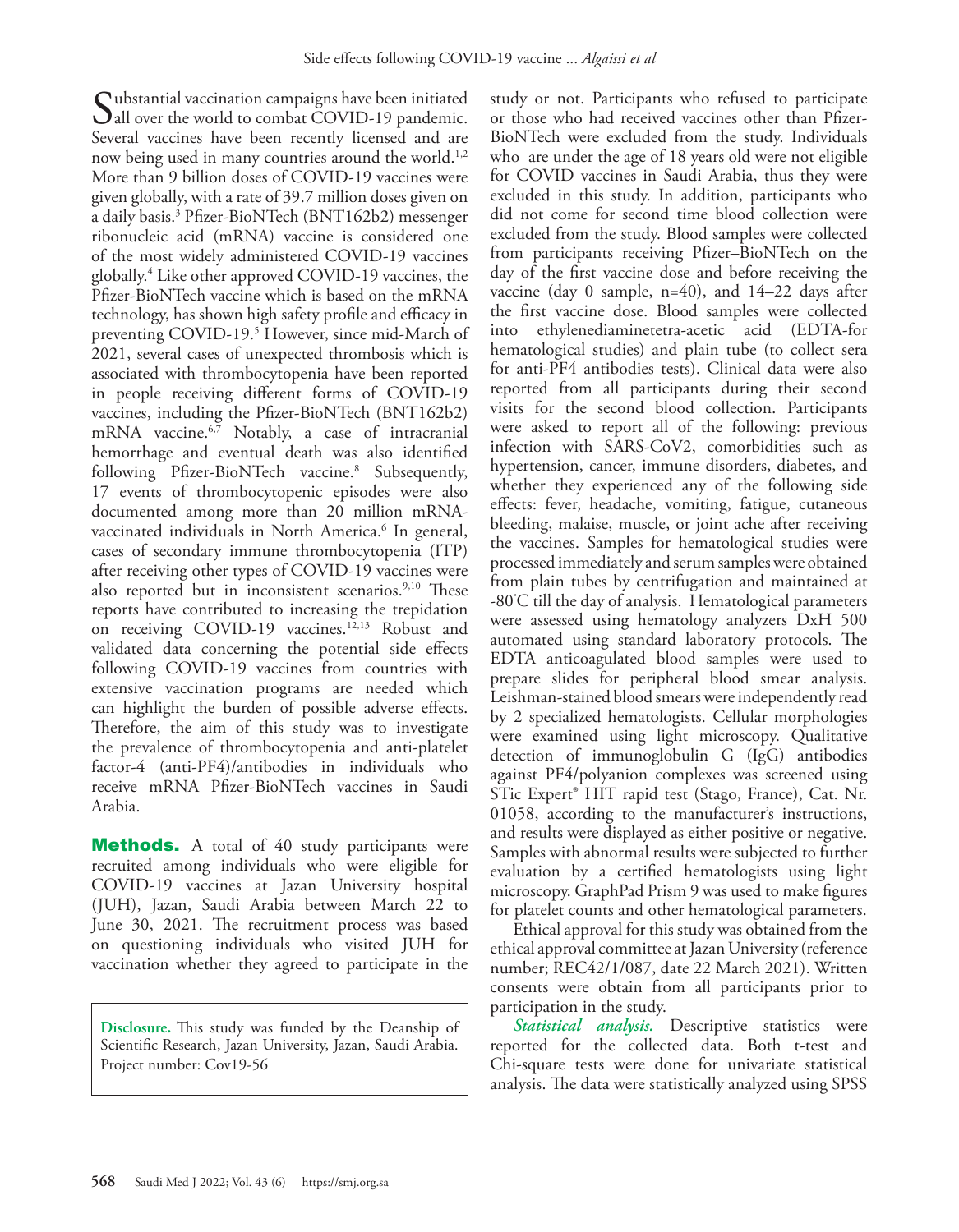Substantial vaccination campaigns have been initiated all over the world to combat COVID-19 pandemic. Several vaccines have been recently licensed and are now being used in many countries around the world.[1,2] More than 9 billion doses of COVID-19 vaccines were given globally, with a rate of 39.7 million doses given on a daily basis.[3] Pfizer-BioNTech (BNT162b2) messenger ribonucleic acid (mRNA) vaccine is considered one of the most widely administered COVID-19 vaccines globally.[4] Like other approved COVID-19 vaccines, the Pfizer-BioNTech vaccine which is based on the mRNA technology, has shown high safety profile and efficacy in preventing COVID-19.[5] However, since mid-March of 2021, several cases of unexpected thrombosis which is associated with thrombocytopenia have been reported in people receiving different forms of COVID-19 vaccines, including the Pfizer-BioNTech (BNT162b2) mRNA vaccine.[6,7] Notably, a case of intracranial hemorrhage and eventual death was also identified following Pfizer-BioNTech vaccine.[8] Subsequently, 17 events of thrombocytopenic episodes were also documented among more than 20 million mRNA-vaccinated individuals in North America.[6] In general, cases of secondary immune thrombocytopenia (ITP) after receiving other types of COVID-19 vaccines were also reported but in inconsistent scenarios.[9,10] These reports have contributed to increasing the trepidation on receiving COVID-19 vaccines.[12,13] Robust and validated data concerning the potential side effects following COVID-19 vaccines from countries with extensive vaccination programs are needed which can highlight the burden of possible adverse effects. Therefore, the aim of this study was to investigate the prevalence of thrombocytopenia and anti-platelet factor-4 (anti-PF4)/antibodies in individuals who receive mRNA Pfizer-BioNTech vaccines in Saudi Arabia.

**Methods.** A total of 40 study participants were recruited among individuals who were eligible for COVID-19 vaccines at Jazan University hospital (JUH), Jazan, Saudi Arabia between March 22 to June 30, 2021. The recruitment process was based on questioning individuals who visited JUH for vaccination whether they agreed to participate in the study or not. Participants who refused to participate or those who had received vaccines other than Pfizer-BioNTech were excluded from the study. Individuals who are under the age of 18 years old were not eligible for COVID vaccines in Saudi Arabia, thus they were excluded in this study. In addition, participants who did not come for second time blood collection were excluded from the study. Blood samples were collected from participants receiving Pfizer–BioNTech on the day of the first vaccine dose and before receiving the vaccine (day 0 sample, n=40), and 14–22 days after the first vaccine dose. Blood samples were collected into ethylenediaminetetra-acetic acid (EDTA-for hematological studies) and plain tube (to collect sera for anti-PF4 antibodies tests). Clinical data were also reported from all participants during their second visits for the second blood collection. Participants were asked to report all of the following: previous infection with SARS-CoV2, comorbidities such as hypertension, cancer, immune disorders, diabetes, and whether they experienced any of the following side effects: fever, headache, vomiting, fatigue, cutaneous bleeding, malaise, muscle, or joint ache after receiving the vaccines. Samples for hematological studies were processed immediately and serum samples were obtained from plain tubes by centrifugation and maintained at -80°C till the day of analysis. Hematological parameters were assessed using hematology analyzers DxH 500 automated using standard laboratory protocols. The EDTA anticoagulated blood samples were used to prepare slides for peripheral blood smear analysis. Leishman-stained blood smears were independently read by 2 specialized hematologists. Cellular morphologies were examined using light microscopy. Qualitative detection of immunoglobulin G (IgG) antibodies against PF4/polyanion complexes was screened using STic Expert® HIT rapid test (Stago, France), Cat. Nr. 01058, according to the manufacturer's instructions, and results were displayed as either positive or negative. Samples with abnormal results were subjected to further evaluation by a certified hematologists using light microscopy. GraphPad Prism 9 was used to make figures for platelet counts and other hematological parameters.

Ethical approval for this study was obtained from the ethical approval committee at Jazan University (reference number; REC42/1/087, date 22 March 2021). Written consents were obtain from all participants prior to participation in the study.

***Statistical analysis.*** Descriptive statistics were reported for the collected data. Both t-test and Chi-square tests were done for univariate statistical analysis. The data were statistically analyzed using SPSS

**Disclosure.** This study was funded by the Deanship of Scientific Research, Jazan University, Jazan, Saudi Arabia. Project number: Cov19-56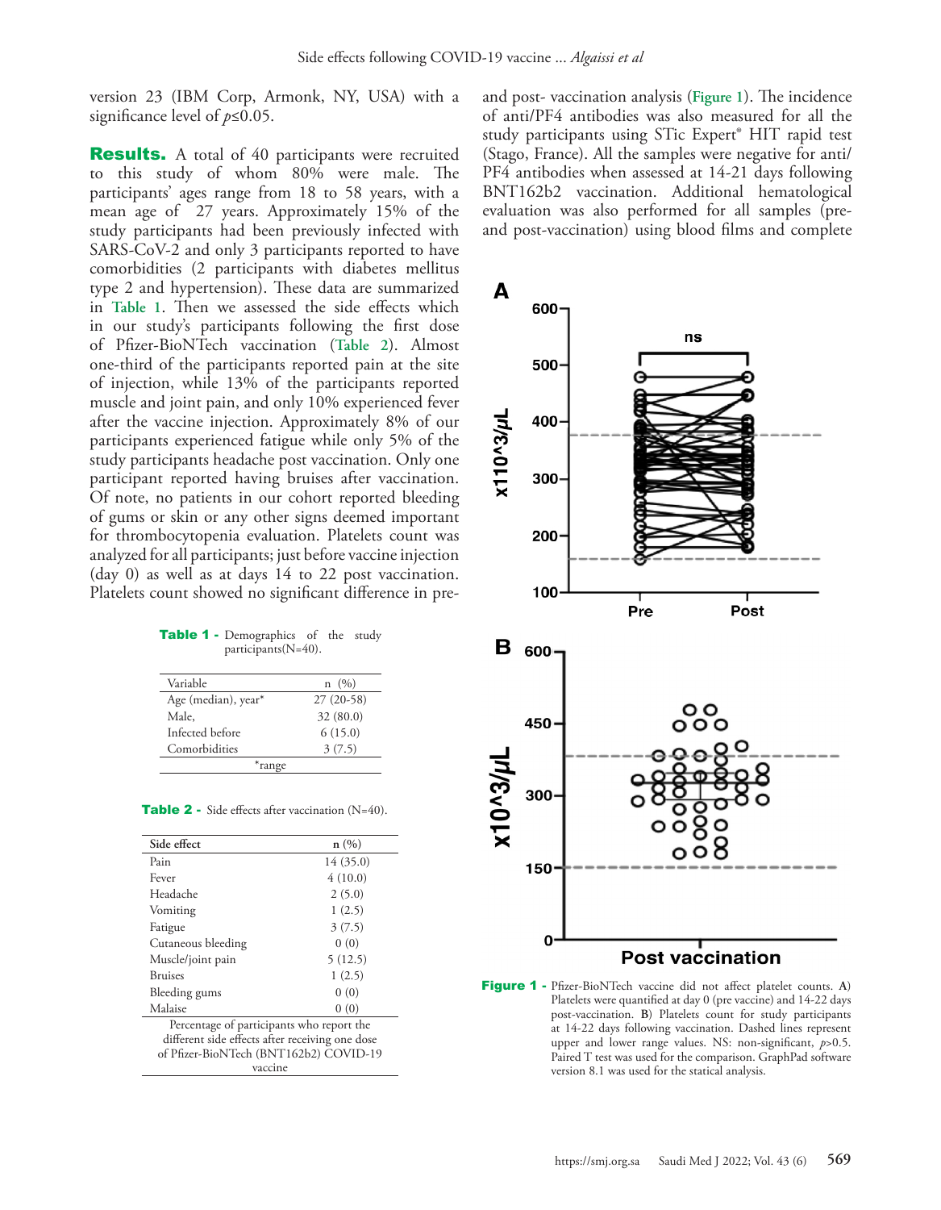version 23 (IBM Corp, Armonk, NY, USA) with a significance level of $p \leq 0.05$.

**Results.** A total of 40 participants were recruited to this study of whom 80% were male. The participants' ages range from 18 to 58 years, with a mean age of 27 years. Approximately 15% of the study participants had been previously infected with SARS-CoV-2 and only 3 participants reported to have comorbidities (2 participants with diabetes mellitus type 2 and hypertension). These data are summarized in Table 1. Then we assessed the side effects which in our study's participants following the first dose of Pfizer-BioNTech vaccination (Table 2). Almost one-third of the participants reported pain at the site of injection, while 13% of the participants reported muscle and joint pain, and only 10% experienced fever after the vaccine injection. Approximately 8% of our participants experienced fatigue while only 5% of the study participants headache post vaccination. Only one participant reported having bruises after vaccination. Of note, no patients in our cohort reported bleeding of gums or skin or any other signs deemed important for thrombocytopenia evaluation. Platelets count was analyzed for all participants; just before vaccine injection (day 0) as well as at days 14 to 22 post vaccination. Platelets count showed no significant difference in pre- and post- vaccination analysis (Figure 1). The incidence of anti/PF4 antibodies was also measured for all the study participants using STic Expert® HIT rapid test (Stago, France). All the samples were negative for anti/PF4 antibodies when assessed at 14-21 days following BNT162b2 vaccination. Additional hematological evaluation was also performed for all samples (pre- and post-vaccination) using blood films and complete

**Table 1 -** Demographics of the study participants(N=40).

| Variable | n (%) |
|---|---|
| Age (median), year* | 27 (20-58) |
| Male, | 32 (80.0) |
| Infected before | 6 (15.0) |
| Comorbidities | 3 (7.5) |

*range

**Table 2 -** Side effects after vaccination (N=40).

| Side effect | n (%) |
|---|---|
| Pain | 14 (35.0) |
| Fever | 4 (10.0) |
| Headache | 2 (5.0) |
| Vomiting | 1 (2.5) |
| Fatigue | 3 (7.5) |
| Cutaneous bleeding | 0 (0) |
| Muscle/joint pain | 5 (12.5) |
| Bruises | 1 (2.5) |
| Bleeding gums | 0 (0) |
| Malaise | 0 (0) |

Percentage of participants who report the different side effects after receiving one dose of Pfizer-BioNTech (BNT162b2) COVID-19 vaccine

**Figure 1 -** Pfizer-BioNTech vaccine did not affect platelet counts. **A**) Platelets were quantified at day 0 (pre vaccine) and 14-22 days post-vaccination. **B**) Platelets count for study participants at 14-22 days following vaccination. Dashed lines represent upper and lower range values. NS: non-significant, $p$>0.5. Paired T test was used for the comparison. GraphPad software version 8.1 was used for the statical analysis.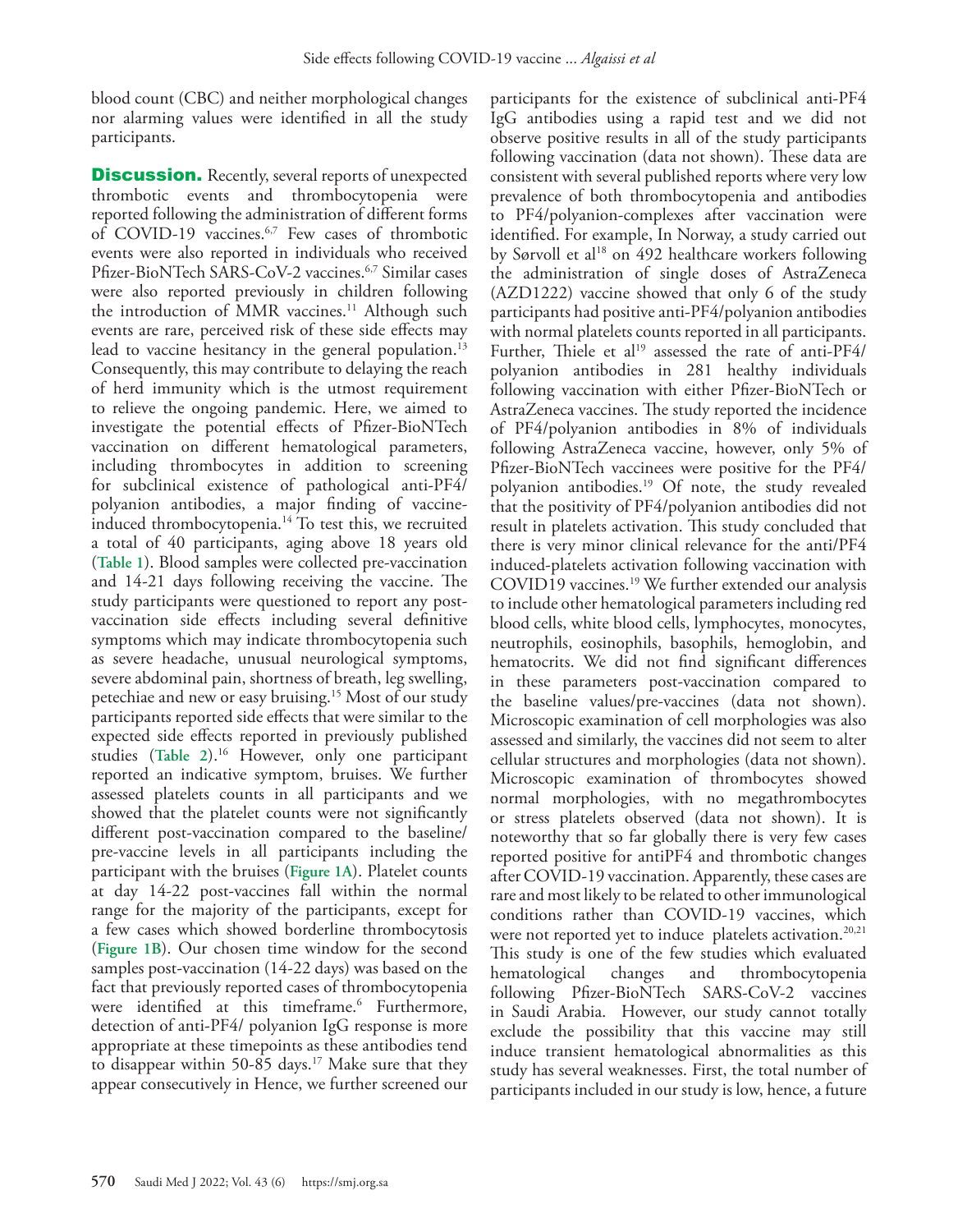blood count (CBC) and neither morphological changes nor alarming values were identified in all the study participants.

## Discussion.

Recently, several reports of unexpected thrombotic events and thrombocytopenia were reported following the administration of different forms of COVID-19 vaccines.[6,7] Few cases of thrombotic events were also reported in individuals who received Pfizer-BioNTech SARS-CoV-2 vaccines.[6,7] Similar cases were also reported previously in children following the introduction of MMR vaccines.[11] Although such events are rare, perceived risk of these side effects may lead to vaccine hesitancy in the general population.[13] Consequently, this may contribute to delaying the reach of herd immunity which is the utmost requirement to relieve the ongoing pandemic. Here, we aimed to investigate the potential effects of Pfizer-BioNTech vaccination on different hematological parameters, including thrombocytes in addition to screening for subclinical existence of pathological anti-PF4/polyanion antibodies, a major finding of vaccine-induced thrombocytopenia.[14] To test this, we recruited a total of 40 participants, aging above 18 years old (**Table 1**). Blood samples were collected pre-vaccination and 14-21 days following receiving the vaccine. The study participants were questioned to report any post-vaccination side effects including several definitive symptoms which may indicate thrombocytopenia such as severe headache, unusual neurological symptoms, severe abdominal pain, shortness of breath, leg swelling, petechiae and new or easy bruising.[15] Most of our study participants reported side effects that were similar to the expected side effects reported in previously published studies (**Table 2**).[16] However, only one participant reported an indicative symptom, bruises. We further assessed platelets counts in all participants and we showed that the platelet counts were not significantly different post-vaccination compared to the baseline/pre-vaccine levels in all participants including the participant with the bruises (**Figure 1A**). Platelet counts at day 14-22 post-vaccines fall within the normal range for the majority of the participants, except for a few cases which showed borderline thrombocytosis (**Figure 1B**). Our chosen time window for the second samples post-vaccination (14-22 days) was based on the fact that previously reported cases of thrombocytopenia were identified at this timeframe.[6] Furthermore, detection of anti-PF4/ polyanion IgG response is more appropriate at these timepoints as these antibodies tend to disappear within 50-85 days.[17] Make sure that they appear consecutively in Hence, we further screened our participants for the existence of subclinical anti-PF4 IgG antibodies using a rapid test and we did not observe positive results in all of the study participants following vaccination (data not shown). These data are consistent with several published reports where very low prevalence of both thrombocytopenia and antibodies to PF4/polyanion-complexes after vaccination were identified. For example, In Norway, a study carried out by Sørvoll et al[18] on 492 healthcare workers following the administration of single doses of AstraZeneca (AZD1222) vaccine showed that only 6 of the study participants had positive anti-PF4/polyanion antibodies with normal platelets counts reported in all participants. Further, Thiele et al[19] assessed the rate of anti-PF4/polyanion antibodies in 281 healthy individuals following vaccination with either Pfizer-BioNTech or AstraZeneca vaccines. The study reported the incidence of PF4/polyanion antibodies in 8% of individuals following AstraZeneca vaccine, however, only 5% of Pfizer-BioNTech vaccinees were positive for the PF4/polyanion antibodies.[19] Of note, the study revealed that the positivity of PF4/polyanion antibodies did not result in platelets activation. This study concluded that there is very minor clinical relevance for the anti/PF4 induced-platelets activation following vaccination with COVID19 vaccines.[19] We further extended our analysis to include other hematological parameters including red blood cells, white blood cells, lymphocytes, monocytes, neutrophils, eosinophils, basophils, hemoglobin, and hematocrits. We did not find significant differences in these parameters post-vaccination compared to the baseline values/pre-vaccines (data not shown). Microscopic examination of cell morphologies was also assessed and similarly, the vaccines did not seem to alter cellular structures and morphologies (data not shown). Microscopic examination of thrombocytes showed normal morphologies, with no megathrombocytes or stress platelets observed (data not shown). It is noteworthy that so far globally there is very few cases reported positive for antiPF4 and thrombotic changes after COVID-19 vaccination. Apparently, these cases are rare and most likely to be related to other immunological conditions rather than COVID-19 vaccines, which were not reported yet to induce platelets activation.[20,21] This study is one of the few studies which evaluated hematological changes and thrombocytopenia following Pfizer-BioNTech SARS-CoV-2 vaccines in Saudi Arabia. However, our study cannot totally exclude the possibility that this vaccine may still induce transient hematological abnormalities as this study has several weaknesses. First, the total number of participants included in our study is low, hence, a future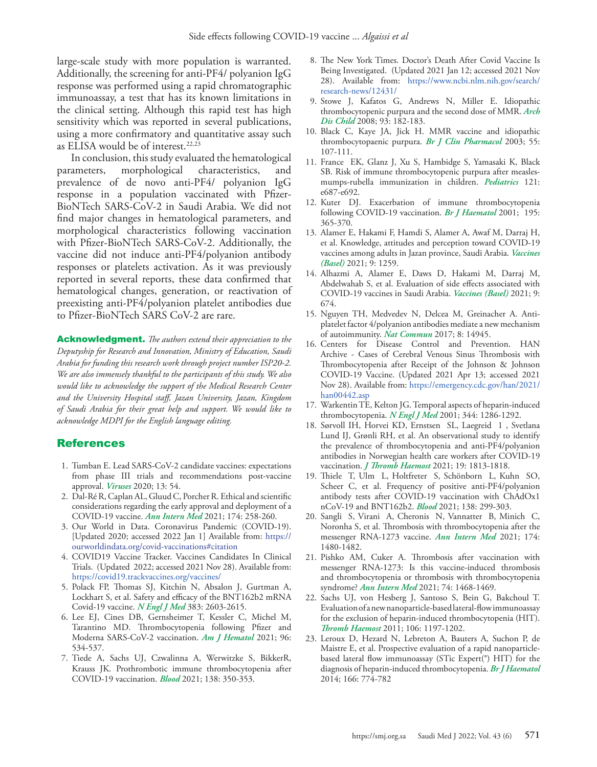large-scale study with more population is warranted. Additionally, the screening for anti-PF4/ polyanion IgG response was performed using a rapid chromatographic immunoassay, a test that has its known limitations in the clinical setting. Although this rapid test has high sensitivity which was reported in several publications, using a more confirmatory and quantitative assay such as ELISA would be of interest.[22,23]

In conclusion, this study evaluated the hematological parameters, morphological characteristics, and prevalence of de novo anti-PF4/ polyanion IgG response in a population vaccinated with Pfizer-BioNTech SARS-CoV-2 in Saudi Arabia. We did not find major changes in hematological parameters, and morphological characteristics following vaccination with Pfizer-BioNTech SARS-CoV-2. Additionally, the vaccine did not induce anti-PF4/polyanion antibody responses or platelets activation. As it was previously reported in several reports, these data confirmed that hematological changes, generation, or reactivation of preexisting anti-PF4/polyanion platelet antibodies due to Pfizer-BioNTech SARS CoV-2 are rare.

**Acknowledgment.** *The authors extend their appreciation to the Deputyship for Research and Innovation, Ministry of Education, Saudi Arabia for funding this research work through project number ISP20-2. We are also immensely thankful to the participants of this study. We also would like to acknowledge the support of the Medical Research Center and the University Hospital staff, Jazan University, Jazan, Kingdom of Saudi Arabia for their great help and support. We would like to acknowledge MDPI for the English language editing.*

## References

1. Tumban E. Lead SARS-CoV-2 candidate vaccines: expectations from phase III trials and recommendations post-vaccine approval. *Viruses* 2020; 13: 54.
2. Dal-Ré R, Caplan AL, Gluud C, Porcher R. Ethical and scientific considerations regarding the early approval and deployment of a COVID-19 vaccine. *Ann Intern Med* 2021; 174: 258-260.
3. Our World in Data. Coronavirus Pandemic (COVID-19). [Updated 2020; accessed 2022 Jan 1] Available from: https://ourworldindata.org/covid-vaccinations#citation
4. COVID19 Vaccine Tracker. Vaccines Candidates In Clinical Trials. (Updated 2022; accessed 2021 Nov 28). Available from: https://covid19.trackvaccines.org/vaccines/
5. Polack FP, Thomas SJ, Kitchin N, Absalon J, Gurtman A, Lockhart S, et al. Safety and efficacy of the BNT162b2 mRNA Covid-19 vaccine. *N Engl J Med* 383: 2603-2615.
6. Lee EJ, Cines DB, Gernsheimer T, Kessler C, Michel M, Tarantino MD. Thrombocytopenia following Pfizer and Moderna SARS-CoV-2 vaccination. *Am J Hematol* 2021; 96: 534-537.
7. Tiede A, Sachs UJ, Czwalinna A, Werwitzke S, BikkerR, Krauss JK. Prothrombotic immune thrombocytopenia after COVID-19 vaccination. *Blood* 2021; 138: 350-353.
8. The New York Times. Doctor's Death After Covid Vaccine Is Being Investigated. (Updated 2021 Jan 12; accessed 2021 Nov 28). Available from: https://www.ncbi.nlm.nih.gov/search/research-news/12431/
9. Stowe J, Kafatos G, Andrews N, Miller E. Idiopathic thrombocytopenic purpura and the second dose of MMR. *Arch Dis Child* 2008; 93: 182-183.
10. Black C, Kaye JA, Jick H. MMR vaccine and idiopathic thrombocytopaenic purpura. *Br J Clin Pharmacol* 2003; 55: 107-111.
11. France EK, Glanz J, Xu S, Hambidge S, Yamasaki K, Black SB. Risk of immune thrombocytopenic purpura after measles-mumps-rubella immunization in children. *Pediatrics* 121: e687-e692.
12. Kuter DJ. Exacerbation of immune thrombocytopenia following COVID-19 vaccination. *Br J Haematol* 2001; 195: 365-370.
13. Alamer E, Hakami F, Hamdi S, Alamer A, Awaf M, Darraj H, et al. Knowledge, attitudes and perception toward COVID-19 vaccines among adults in Jazan province, Saudi Arabia. *Vaccines (Basel)* 2021; 9: 1259.
14. Alhazmi A, Alamer E, Daws D, Hakami M, Darraj M, Abdelwahab S, et al. Evaluation of side effects associated with COVID-19 vaccines in Saudi Arabia. *Vaccines (Basel)* 2021; 9: 674.
15. Nguyen TH, Medvedev N, Delcea M, Greinacher A. Anti-platelet factor 4/polyanion antibodies mediate a new mechanism of autoimmunity. *Nat Commun* 2017; 8: 14945.
16. Centers for Disease Control and Prevention. HAN Archive - Cases of Cerebral Venous Sinus Thrombosis with Thrombocytopenia after Receipt of the Johnson & Johnson COVID-19 Vaccine. (Updated 2021 Apr 13; accessed 2021 Nov 28). Available from: https://emergency.cdc.gov/han/2021/han00442.asp
17. Warkentin TE, Kelton JG. Temporal aspects of heparin-induced thrombocytopenia. *N Engl J Med* 2001; 344: 1286-1292.
18. Sørvoll IH, Horvei KD, Ernstsen SL, Laegreid 1 , Svetlana Lund IJ, Grønli RH, et al. An observational study to identify the prevalence of thrombocytopenia and anti-PF4/polyanion antibodies in Norwegian health care workers after COVID-19 vaccination. *J Thromb Haemost* 2021; 19: 1813-1818.
19. Thiele T, Ulm L, Holtfreter S, Schönborn L, Kuhn SO, Scheer C, et al. Frequency of positive anti-PF4/polyanion antibody tests after COVID-19 vaccination with ChAdOx1 nCoV-19 and BNT162b2. *Blood* 2021; 138: 299-303.
20. Sangli S, Virani A, Cheronis N, Vannatter B, Minich C, Noronha S, et al. Thrombosis with thrombocytopenia after the messenger RNA-1273 vaccine. *Ann Intern Med* 2021; 174: 1480-1482.
21. Pishko AM, Cuker A. Thrombosis after vaccination with messenger RNA-1273: Is this vaccine-induced thrombosis and thrombocytopenia or thrombosis with thrombocytopenia syndrome? *Ann Intern Med* 2021; 74: 1468-1469.
22. Sachs UJ, von Hesberg J, Santoso S, Bein G, Bakchoul T. Evaluation of a new nanoparticle-based lateral-flow immunoassay for the exclusion of heparin-induced thrombocytopenia (HIT). *Thromb Haemost* 2011; 106: 1197-1202.
23. Leroux D, Hezard N, Lebreton A, Bauters A, Suchon P, de Maistre E, et al. Prospective evaluation of a rapid nanoparticle-based lateral flow immunoassay (STic Expert(®) HIT) for the diagnosis of heparin-induced thrombocytopenia. *Br J Haematol* 2014; 166: 774-782